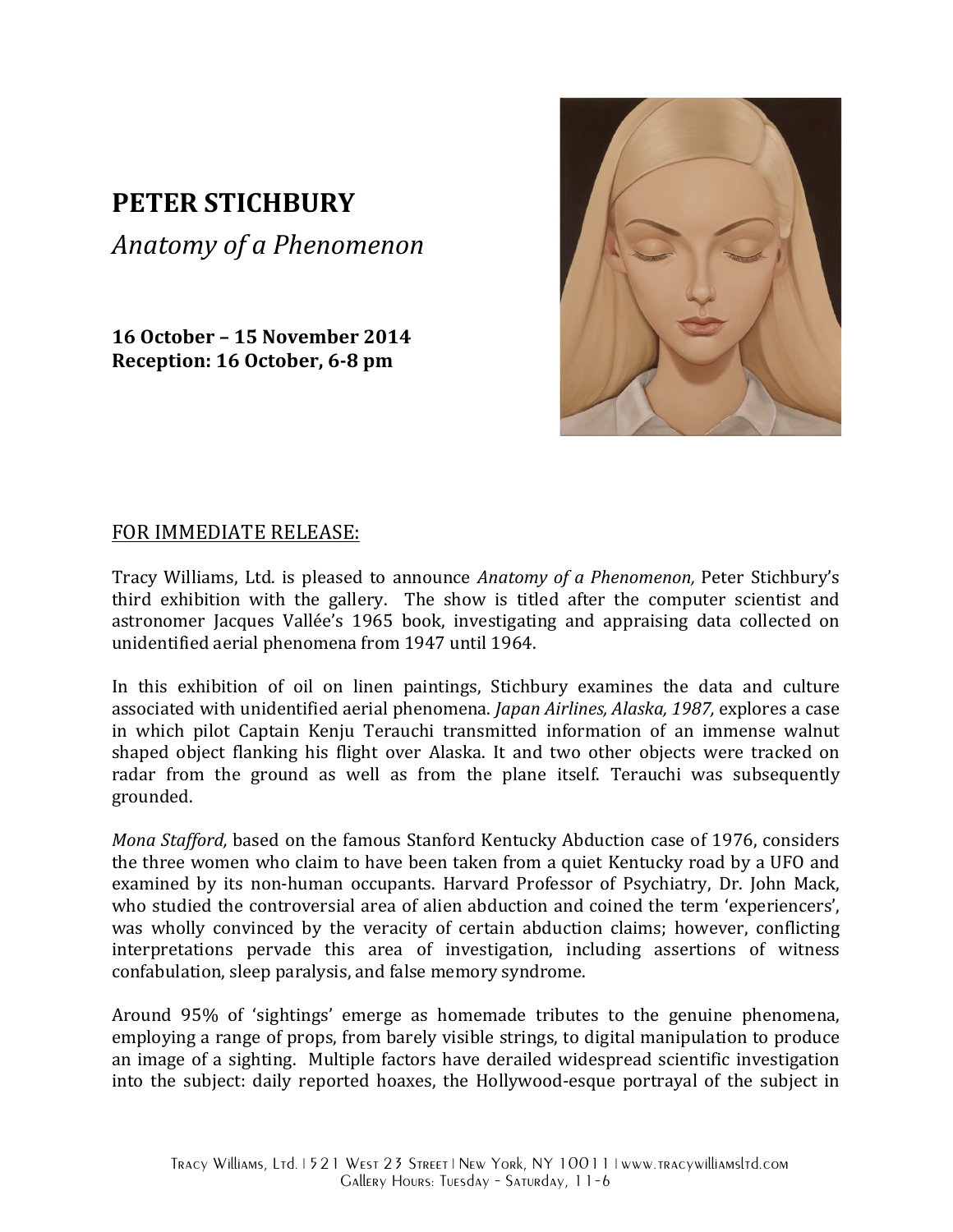# PETER STICHBURY

*Anatomy of a Phenomenon*

**16 October – 15 November 2014**
**Reception: 16 October, 6-8 pm**

FOR IMMEDIATE RELEASE:

Tracy Williams, Ltd. is pleased to announce *Anatomy of a Phenomenon,* Peter Stichbury's third exhibition with the gallery. The show is titled after the computer scientist and astronomer Jacques Vallée's 1965 book, investigating and appraising data collected on unidentified aerial phenomena from 1947 until 1964.

In this exhibition of oil on linen paintings, Stichbury examines the data and culture associated with unidentified aerial phenomena. *Japan Airlines, Alaska, 1987,* explores a case in which pilot Captain Kenju Terauchi transmitted information of an immense walnut shaped object flanking his flight over Alaska. It and two other objects were tracked on radar from the ground as well as from the plane itself. Terauchi was subsequently grounded.

*Mona Stafford,* based on the famous Stanford Kentucky Abduction case of 1976, considers the three women who claim to have been taken from a quiet Kentucky road by a UFO and examined by its non-human occupants. Harvard Professor of Psychiatry, Dr. John Mack, who studied the controversial area of alien abduction and coined the term 'experiencers', was wholly convinced by the veracity of certain abduction claims; however, conflicting interpretations pervade this area of investigation, including assertions of witness confabulation, sleep paralysis, and false memory syndrome.

Around 95% of 'sightings' emerge as homemade tributes to the genuine phenomena, employing a range of props, from barely visible strings, to digital manipulation to produce an image of a sighting. Multiple factors have derailed widespread scientific investigation into the subject: daily reported hoaxes, the Hollywood-esque portrayal of the subject in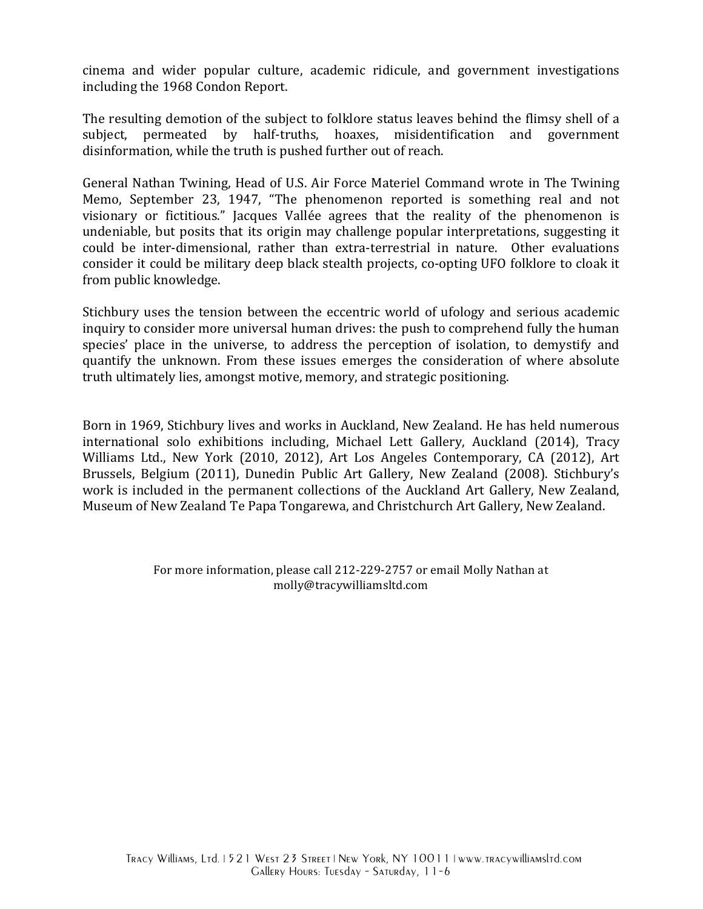cinema and wider popular culture, academic ridicule, and government investigations including the 1968 Condon Report.

The resulting demotion of the subject to folklore status leaves behind the flimsy shell of a subject, permeated by half-truths, hoaxes, misidentification and government disinformation, while the truth is pushed further out of reach.

General Nathan Twining, Head of U.S. Air Force Materiel Command wrote in The Twining Memo, September 23, 1947, "The phenomenon reported is something real and not visionary or fictitious." Jacques Vallée agrees that the reality of the phenomenon is undeniable, but posits that its origin may challenge popular interpretations, suggesting it could be inter-dimensional, rather than extra-terrestrial in nature. Other evaluations consider it could be military deep black stealth projects, co-opting UFO folklore to cloak it from public knowledge.

Stichbury uses the tension between the eccentric world of ufology and serious academic inquiry to consider more universal human drives: the push to comprehend fully the human species' place in the universe, to address the perception of isolation, to demystify and quantify the unknown. From these issues emerges the consideration of where absolute truth ultimately lies, amongst motive, memory, and strategic positioning.

Born in 1969, Stichbury lives and works in Auckland, New Zealand. He has held numerous international solo exhibitions including, Michael Lett Gallery, Auckland (2014), Tracy Williams Ltd., New York (2010, 2012), Art Los Angeles Contemporary, CA (2012), Art Brussels, Belgium (2011), Dunedin Public Art Gallery, New Zealand (2008). Stichbury's work is included in the permanent collections of the Auckland Art Gallery, New Zealand, Museum of New Zealand Te Papa Tongarewa, and Christchurch Art Gallery, New Zealand.

For more information, please call 212-229-2757 or email Molly Nathan at molly@tracywilliamsltd.com

Tracy Williams, Ltd. | 521 West 23 Street | New York, NY 10011 | www.tracywilliamsltd.com
Gallery Hours: Tuesday - Saturday, 11-6